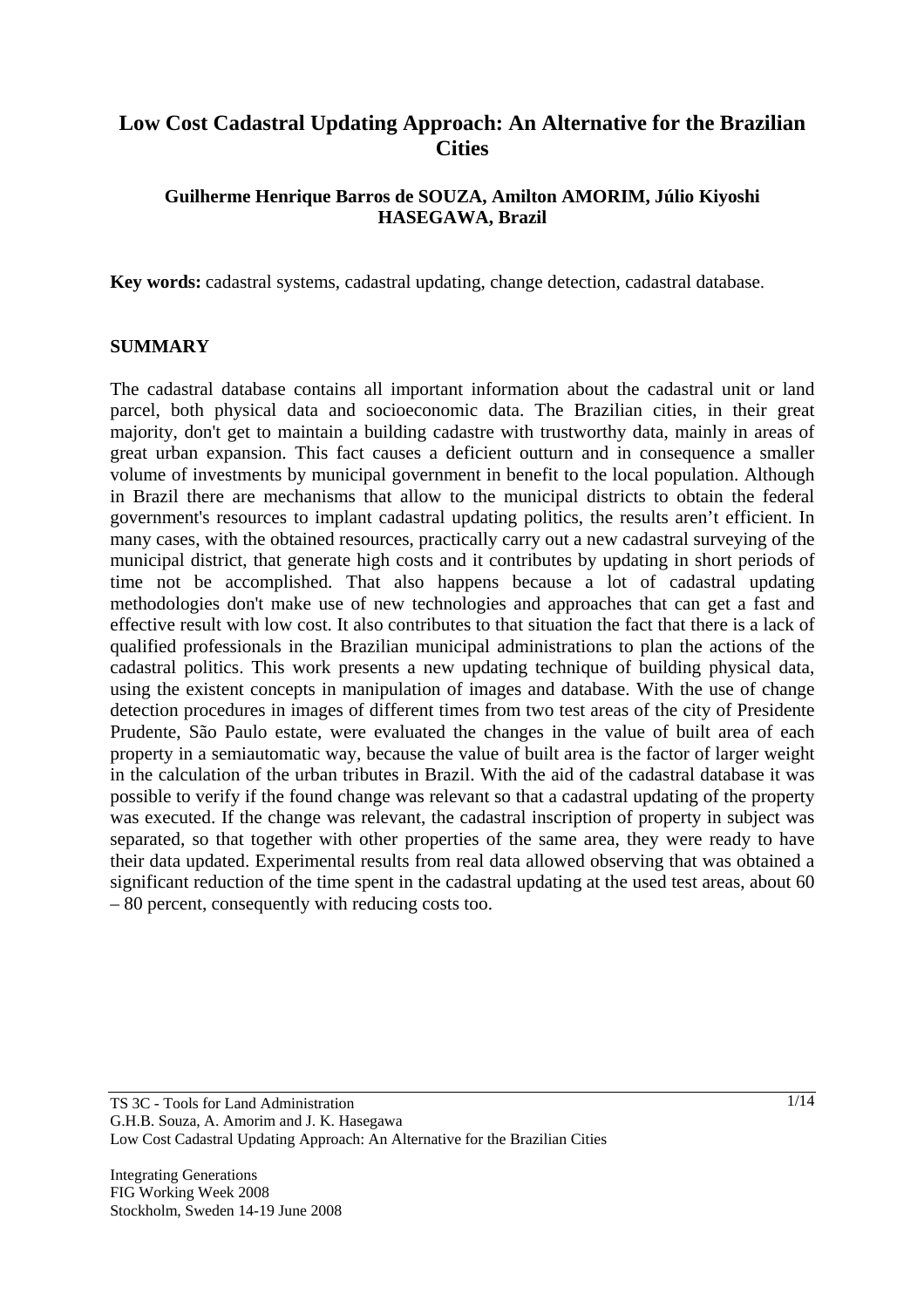# Low Cost Cadastral Updating Approach: An Alternative for the Brazilian Cities

**Guilherme Henrique Barros de SOUZA, Amilton AMORIM, Júlio Kiyoshi HASEGAWA, Brazil**

**Key words:** cadastral systems, cadastral updating, change detection, cadastral database.

## SUMMARY

The cadastral database contains all important information about the cadastral unit or land parcel, both physical data and socioeconomic data. The Brazilian cities, in their great majority, don't get to maintain a building cadastre with trustworthy data, mainly in areas of great urban expansion. This fact causes a deficient outturn and in consequence a smaller volume of investments by municipal government in benefit to the local population. Although in Brazil there are mechanisms that allow to the municipal districts to obtain the federal government's resources to implant cadastral updating politics, the results aren't efficient. In many cases, with the obtained resources, practically carry out a new cadastral surveying of the municipal district, that generate high costs and it contributes by updating in short periods of time not be accomplished. That also happens because a lot of cadastral updating methodologies don't make use of new technologies and approaches that can get a fast and effective result with low cost. It also contributes to that situation the fact that there is a lack of qualified professionals in the Brazilian municipal administrations to plan the actions of the cadastral politics. This work presents a new updating technique of building physical data, using the existent concepts in manipulation of images and database. With the use of change detection procedures in images of different times from two test areas of the city of Presidente Prudente, São Paulo estate, were evaluated the changes in the value of built area of each property in a semiautomatic way, because the value of built area is the factor of larger weight in the calculation of the urban tributes in Brazil. With the aid of the cadastral database it was possible to verify if the found change was relevant so that a cadastral updating of the property was executed. If the change was relevant, the cadastral inscription of property in subject was separated, so that together with other properties of the same area, they were ready to have their data updated. Experimental results from real data allowed observing that was obtained a significant reduction of the time spent in the cadastral updating at the used test areas, about 60 – 80 percent, consequently with reducing costs too.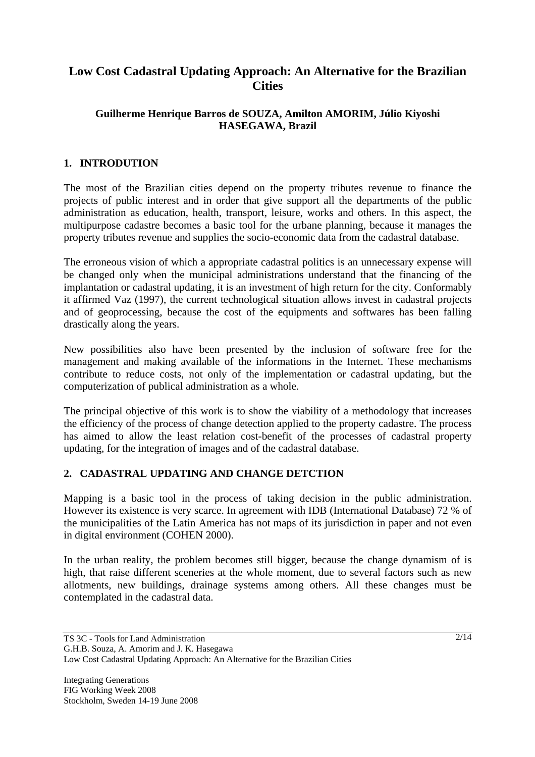# Low Cost Cadastral Updating Approach: An Alternative for the Brazilian Cities

**Guilherme Henrique Barros de SOUZA, Amilton AMORIM, Júlio Kiyoshi HASEGAWA, Brazil**

## 1. INTRODUTION

The most of the Brazilian cities depend on the property tributes revenue to finance the projects of public interest and in order that give support all the departments of the public administration as education, health, transport, leisure, works and others. In this aspect, the multipurpose cadastre becomes a basic tool for the urbane planning, because it manages the property tributes revenue and supplies the socio-economic data from the cadastral database.

The erroneous vision of which a appropriate cadastral politics is an unnecessary expense will be changed only when the municipal administrations understand that the financing of the implantation or cadastral updating, it is an investment of high return for the city. Conformably it affirmed Vaz (1997), the current technological situation allows invest in cadastral projects and of geoprocessing, because the cost of the equipments and softwares has been falling drastically along the years.

New possibilities also have been presented by the inclusion of software free for the management and making available of the informations in the Internet. These mechanisms contribute to reduce costs, not only of the implementation or cadastral updating, but the computerization of publical administration as a whole.

The principal objective of this work is to show the viability of a methodology that increases the efficiency of the process of change detection applied to the property cadastre. The process has aimed to allow the least relation cost-benefit of the processes of cadastral property updating, for the integration of images and of the cadastral database.

## 2. CADASTRAL UPDATING AND CHANGE DETCTION

Mapping is a basic tool in the process of taking decision in the public administration. However its existence is very scarce. In agreement with IDB (International Database) 72 % of the municipalities of the Latin America has not maps of its jurisdiction in paper and not even in digital environment (COHEN 2000).

In the urban reality, the problem becomes still bigger, because the change dynamism of is high, that raise different sceneries at the whole moment, due to several factors such as new allotments, new buildings, drainage systems among others. All these changes must be contemplated in the cadastral data.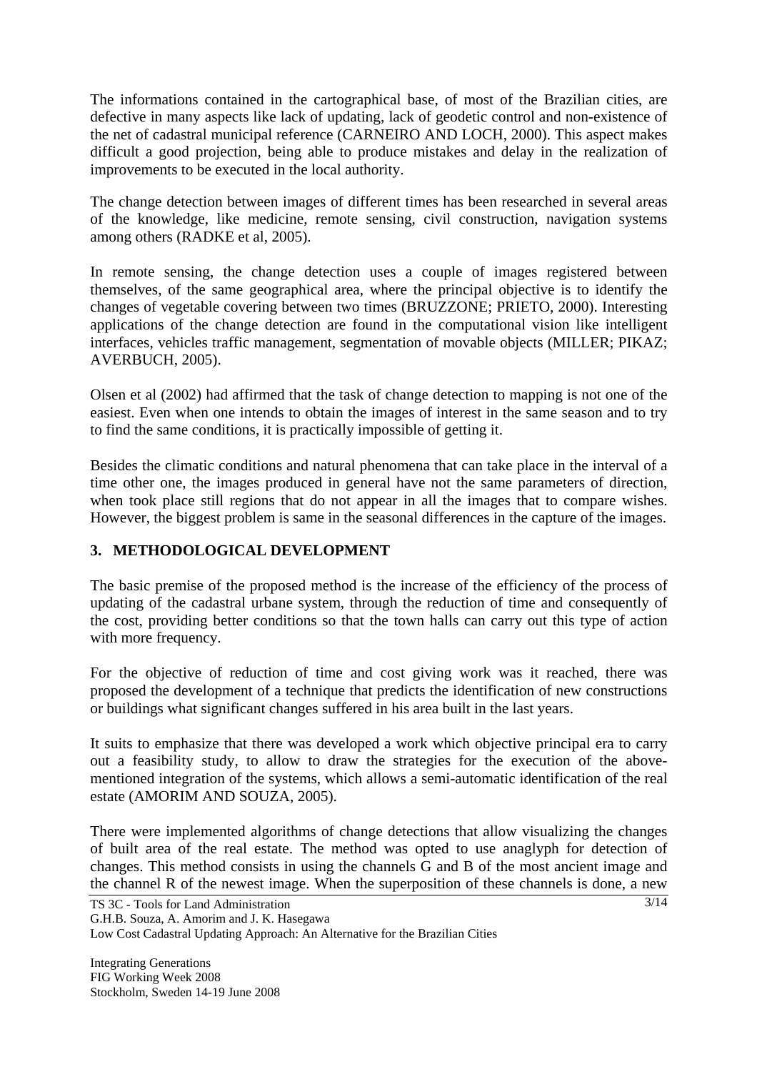The informations contained in the cartographical base, of most of the Brazilian cities, are defective in many aspects like lack of updating, lack of geodetic control and non-existence of the net of cadastral municipal reference (CARNEIRO AND LOCH, 2000). This aspect makes difficult a good projection, being able to produce mistakes and delay in the realization of improvements to be executed in the local authority.

The change detection between images of different times has been researched in several areas of the knowledge, like medicine, remote sensing, civil construction, navigation systems among others (RADKE et al, 2005).

In remote sensing, the change detection uses a couple of images registered between themselves, of the same geographical area, where the principal objective is to identify the changes of vegetable covering between two times (BRUZZONE; PRIETO, 2000). Interesting applications of the change detection are found in the computational vision like intelligent interfaces, vehicles traffic management, segmentation of movable objects (MILLER; PIKAZ; AVERBUCH, 2005).

Olsen et al (2002) had affirmed that the task of change detection to mapping is not one of the easiest. Even when one intends to obtain the images of interest in the same season and to try to find the same conditions, it is practically impossible of getting it.

Besides the climatic conditions and natural phenomena that can take place in the interval of a time other one, the images produced in general have not the same parameters of direction, when took place still regions that do not appear in all the images that to compare wishes. However, the biggest problem is same in the seasonal differences in the capture of the images.

## 3. METHODOLOGICAL DEVELOPMENT

The basic premise of the proposed method is the increase of the efficiency of the process of updating of the cadastral urbane system, through the reduction of time and consequently of the cost, providing better conditions so that the town halls can carry out this type of action with more frequency.

For the objective of reduction of time and cost giving work was it reached, there was proposed the development of a technique that predicts the identification of new constructions or buildings what significant changes suffered in his area built in the last years.

It suits to emphasize that there was developed a work which objective principal era to carry out a feasibility study, to allow to draw the strategies for the execution of the above-mentioned integration of the systems, which allows a semi-automatic identification of the real estate (AMORIM AND SOUZA, 2005).

There were implemented algorithms of change detections that allow visualizing the changes of built area of the real estate. The method was opted to use anaglyph for detection of changes. This method consists in using the channels G and B of the most ancient image and the channel R of the newest image. When the superposition of these channels is done, a new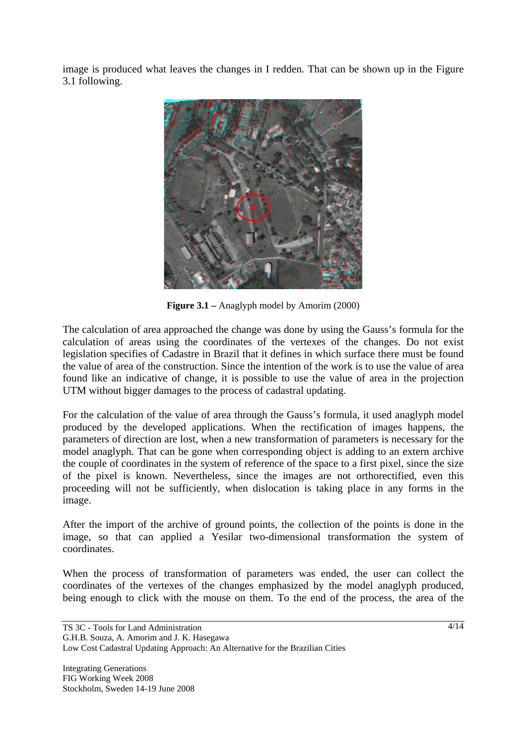image is produced what leaves the changes in I redden. That can be shown up in the Figure 3.1 following.

**Figure 3.1 –** Anaglyph model by Amorim (2000)

The calculation of area approached the change was done by using the Gauss's formula for the calculation of areas using the coordinates of the vertexes of the changes. Do not exist legislation specifies of Cadastre in Brazil that it defines in which surface there must be found the value of area of the construction. Since the intention of the work is to use the value of area found like an indicative of change, it is possible to use the value of area in the projection UTM without bigger damages to the process of cadastral updating.

For the calculation of the value of area through the Gauss's formula, it used anaglyph model produced by the developed applications. When the rectification of images happens, the parameters of direction are lost, when a new transformation of parameters is necessary for the model anaglyph. That can be gone when corresponding object is adding to an extern archive the couple of coordinates in the system of reference of the space to a first pixel, since the size of the pixel is known. Nevertheless, since the images are not orthorectified, even this proceeding will not be sufficiently, when dislocation is taking place in any forms in the image.

After the import of the archive of ground points, the collection of the points is done in the image, so that can applied a Yesilar two-dimensional transformation the system of coordinates.

When the process of transformation of parameters was ended, the user can collect the coordinates of the vertexes of the changes emphasized by the model anaglyph produced, being enough to click with the mouse on them. To the end of the process, the area of the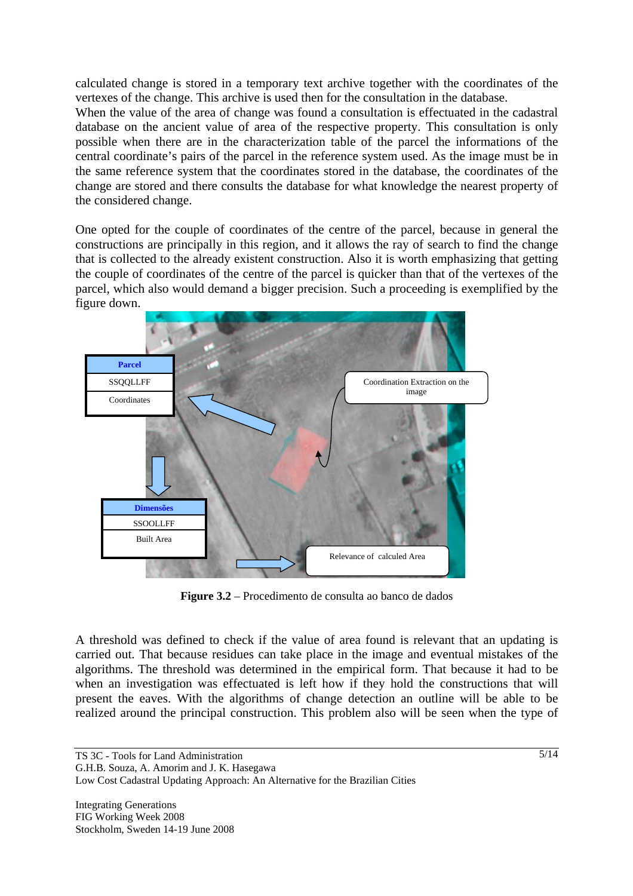calculated change is stored in a temporary text archive together with the coordinates of the vertexes of the change. This archive is used then for the consultation in the database.
When the value of the area of change was found a consultation is effectuated in the cadastral database on the ancient value of area of the respective property. This consultation is only possible when there are in the characterization table of the parcel the informations of the central coordinate's pairs of the parcel in the reference system used. As the image must be in the same reference system that the coordinates stored in the database, the coordinates of the change are stored and there consults the database for what knowledge the nearest property of the considered change.

One opted for the couple of coordinates of the centre of the parcel, because in general the constructions are principally in this region, and it allows the ray of search to find the change that is collected to the already existent construction. Also it is worth emphasizing that getting the couple of coordinates of the centre of the parcel is quicker than that of the vertexes of the parcel, which also would demand a bigger precision. Such a proceeding is exemplified by the figure down.

**Figure 3.2** – Procedimento de consulta ao banco de dados

A threshold was defined to check if the value of area found is relevant that an updating is carried out. That because residues can take place in the image and eventual mistakes of the algorithms. The threshold was determined in the empirical form. That because it had to be when an investigation was effectuated is left how if they hold the constructions that will present the eaves. With the algorithms of change detection an outline will be able to be realized around the principal construction. This problem also will be seen when the type of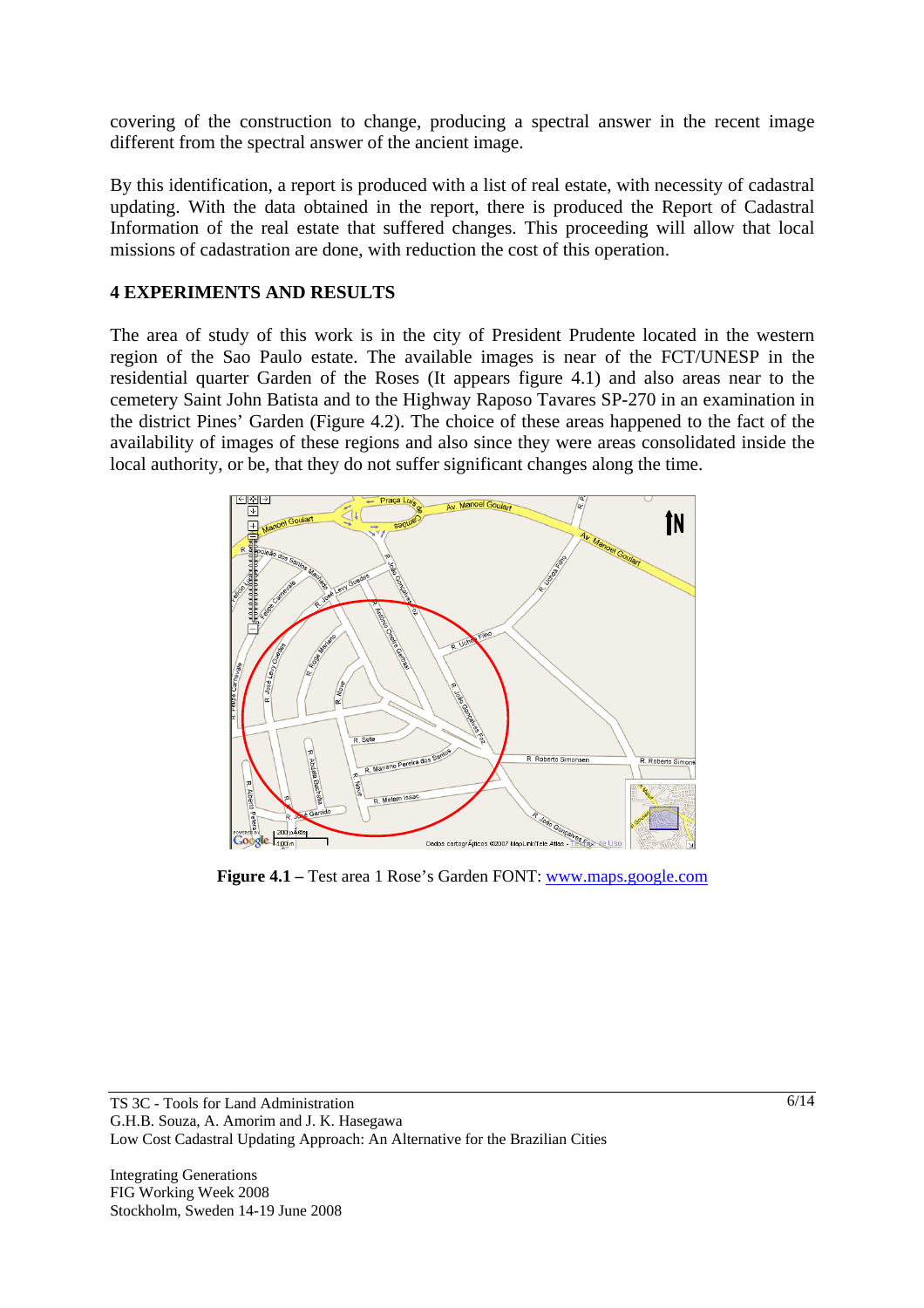covering of the construction to change, producing a spectral answer in the recent image different from the spectral answer of the ancient image.

By this identification, a report is produced with a list of real estate, with necessity of cadastral updating. With the data obtained in the report, there is produced the Report of Cadastral Information of the real estate that suffered changes. This proceeding will allow that local missions of cadastration are done, with reduction the cost of this operation.

## 4 EXPERIMENTS AND RESULTS

The area of study of this work is in the city of President Prudente located in the western region of the Sao Paulo estate. The available images is near of the FCT/UNESP in the residential quarter Garden of the Roses (It appears figure 4.1) and also areas near to the cemetery Saint John Batista and to the Highway Raposo Tavares SP-270 in an examination in the district Pines' Garden (Figure 4.2). The choice of these areas happened to the fact of the availability of images of these regions and also since they were areas consolidated inside the local authority, or be, that they do not suffer significant changes along the time.

**Figure 4.1 –** Test area 1 Rose's Garden FONT: www.maps.google.com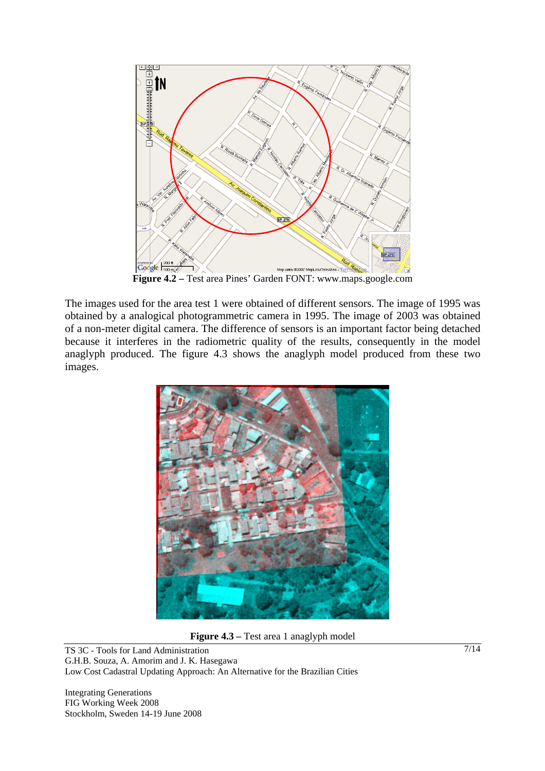**Figure 4.2 –** Test area Pines' Garden FONT: www.maps.google.com

The images used for the area test 1 were obtained of different sensors. The image of 1995 was obtained by a analogical photogrammetric camera in 1995. The image of 2003 was obtained of a non-meter digital camera. The difference of sensors is an important factor being detached because it interferes in the radiometric quality of the results, consequently in the model anaglyph produced. The figure 4.3 shows the anaglyph model produced from these two images.

**Figure 4.3 –** Test area 1 anaglyph model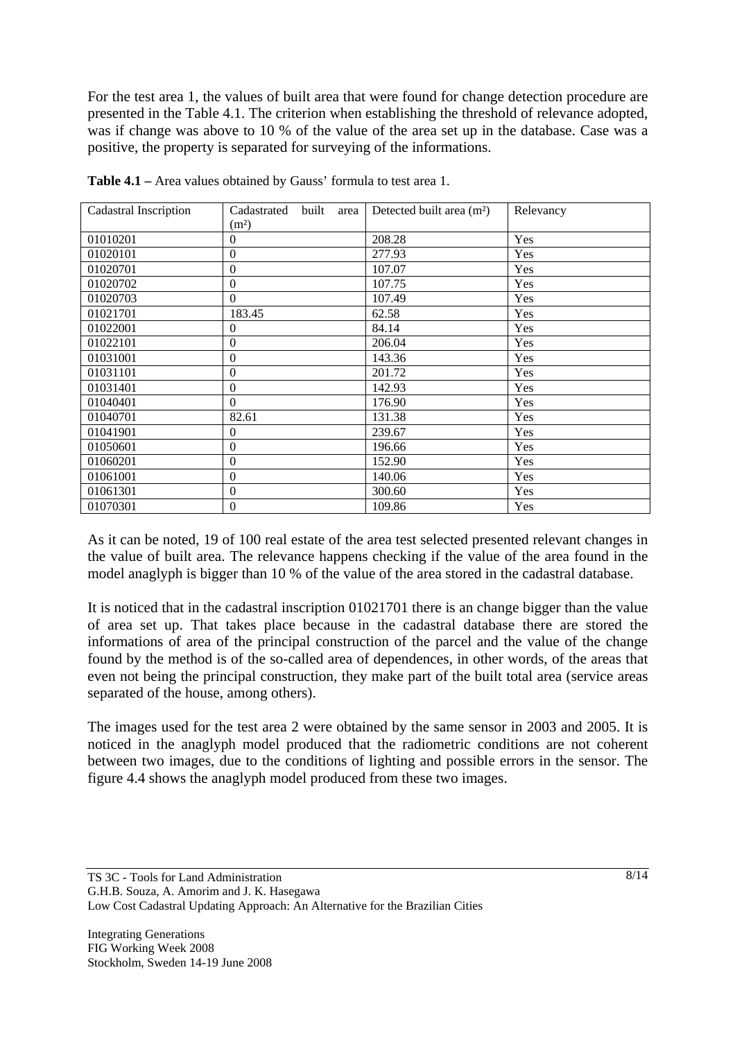For the test area 1, the values of built area that were found for change detection procedure are presented in the Table 4.1. The criterion when establishing the threshold of relevance adopted, was if change was above to 10 % of the value of the area set up in the database. Case was a positive, the property is separated for surveying of the informations.

**Table 4.1 –** Area values obtained by Gauss' formula to test area 1.

| Cadastral Inscription | Cadastrated built area (m²) | Detected built area (m²) | Relevancy |
|---|---|---|---|
| 01010201 | 0 | 208.28 | Yes |
| 01020101 | 0 | 277.93 | Yes |
| 01020701 | 0 | 107.07 | Yes |
| 01020702 | 0 | 107.75 | Yes |
| 01020703 | 0 | 107.49 | Yes |
| 01021701 | 183.45 | 62.58 | Yes |
| 01022001 | 0 | 84.14 | Yes |
| 01022101 | 0 | 206.04 | Yes |
| 01031001 | 0 | 143.36 | Yes |
| 01031101 | 0 | 201.72 | Yes |
| 01031401 | 0 | 142.93 | Yes |
| 01040401 | 0 | 176.90 | Yes |
| 01040701 | 82.61 | 131.38 | Yes |
| 01041901 | 0 | 239.67 | Yes |
| 01050601 | 0 | 196.66 | Yes |
| 01060201 | 0 | 152.90 | Yes |
| 01061001 | 0 | 140.06 | Yes |
| 01061301 | 0 | 300.60 | Yes |
| 01070301 | 0 | 109.86 | Yes |

As it can be noted, 19 of 100 real estate of the area test selected presented relevant changes in the value of built area. The relevance happens checking if the value of the area found in the model anaglyph is bigger than 10 % of the value of the area stored in the cadastral database.

It is noticed that in the cadastral inscription 01021701 there is an change bigger than the value of area set up. That takes place because in the cadastral database there are stored the informations of area of the principal construction of the parcel and the value of the change found by the method is of the so-called area of dependences, in other words, of the areas that even not being the principal construction, they make part of the built total area (service areas separated of the house, among others).

The images used for the test area 2 were obtained by the same sensor in 2003 and 2005. It is noticed in the anaglyph model produced that the radiometric conditions are not coherent between two images, due to the conditions of lighting and possible errors in the sensor. The figure 4.4 shows the anaglyph model produced from these two images.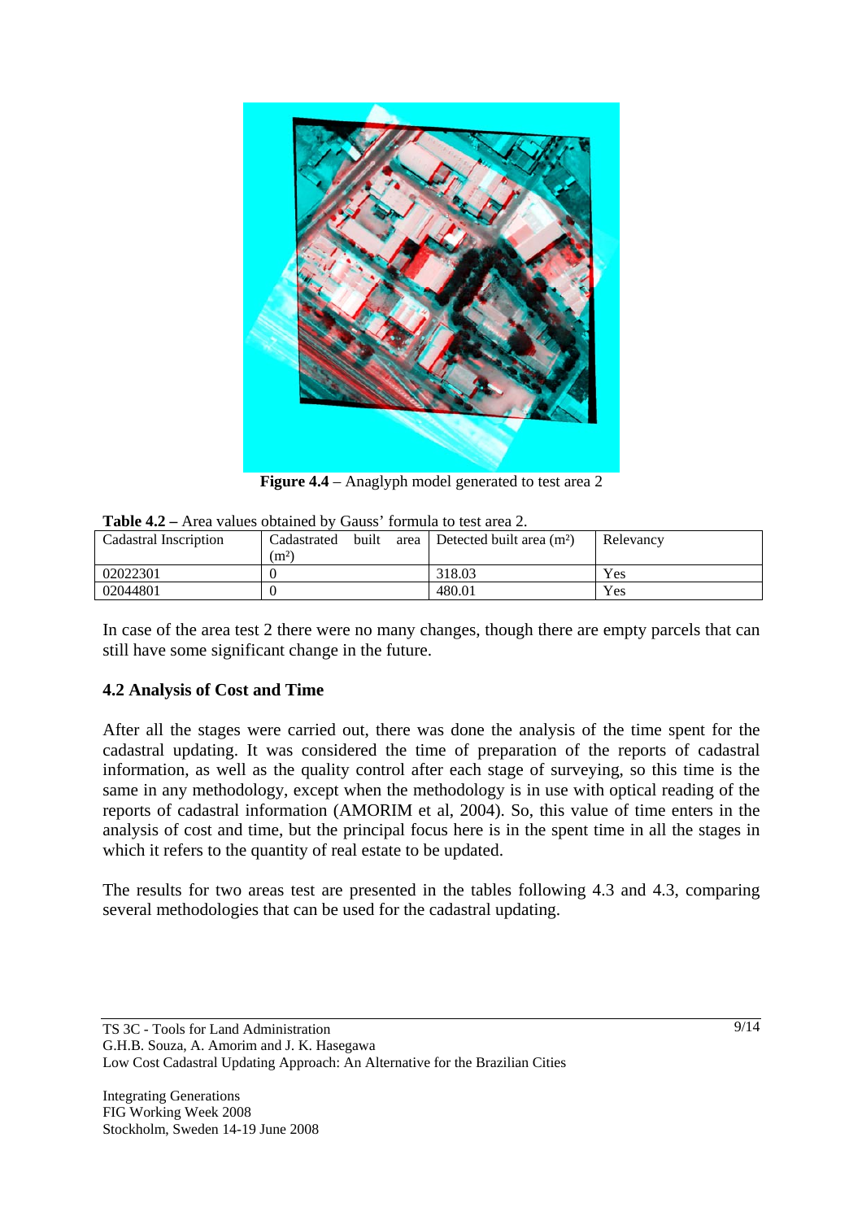**Figure 4.4** – Anaglyph model generated to test area 2

**Table 4.2 –** Area values obtained by Gauss' formula to test area 2.

| Cadastral Inscription | Cadastrated built area (m²) | Detected built area (m²) | Relevancy |
|---|---|---|---|
| 02022301 | 0 | 318.03 | Yes |
| 02044801 | 0 | 480.01 | Yes |

In case of the area test 2 there were no many changes, though there are empty parcels that can still have some significant change in the future.

### 4.2 Analysis of Cost and Time

After all the stages were carried out, there was done the analysis of the time spent for the cadastral updating. It was considered the time of preparation of the reports of cadastral information, as well as the quality control after each stage of surveying, so this time is the same in any methodology, except when the methodology is in use with optical reading of the reports of cadastral information (AMORIM et al, 2004). So, this value of time enters in the analysis of cost and time, but the principal focus here is in the spent time in all the stages in which it refers to the quantity of real estate to be updated.

The results for two areas test are presented in the tables following 4.3 and 4.3, comparing several methodologies that can be used for the cadastral updating.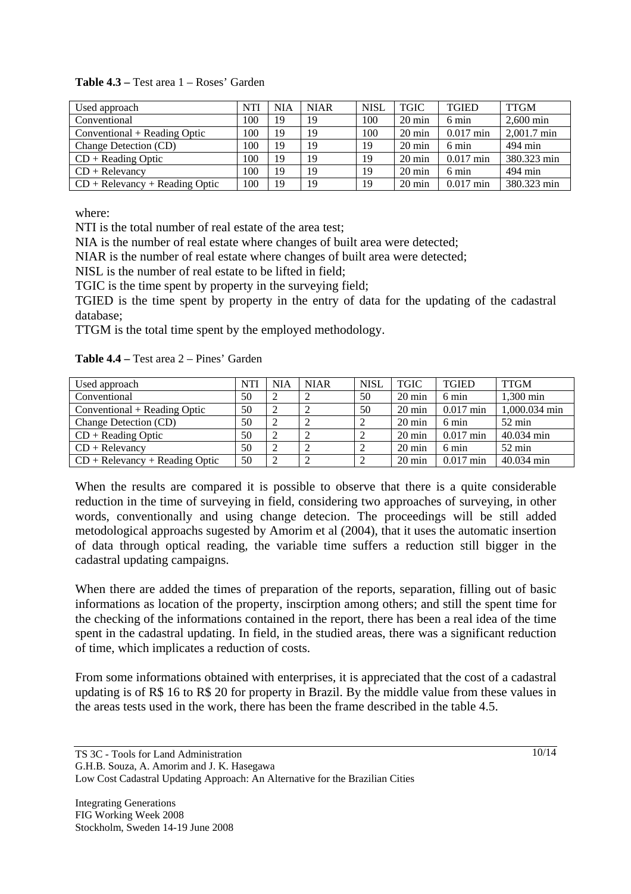**Table 4.3 –** Test area 1 – Roses' Garden

| Used approach | NTI | NIA | NIAR | NISL | TGIC | TGIED | TTGM |
|---|---|---|---|---|---|---|---|
| Conventional | 100 | 19 | 19 | 100 | 20 min | 6 min | 2,600 min |
| Conventional + Reading Optic | 100 | 19 | 19 | 100 | 20 min | 0.017 min | 2,001.7 min |
| Change Detection (CD) | 100 | 19 | 19 | 19 | 20 min | 6 min | 494 min |
| CD + Reading Optic | 100 | 19 | 19 | 19 | 20 min | 0.017 min | 380.323 min |
| CD + Relevancy | 100 | 19 | 19 | 19 | 20 min | 6 min | 494 min |
| CD + Relevancy + Reading Optic | 100 | 19 | 19 | 19 | 20 min | 0.017 min | 380.323 min |

where:

NTI is the total number of real estate of the area test;

NIA is the number of real estate where changes of built area were detected;

NIAR is the number of real estate where changes of built area were detected;

NISL is the number of real estate to be lifted in field;

TGIC is the time spent by property in the surveying field;

TGIED is the time spent by property in the entry of data for the updating of the cadastral database;

TTGM is the total time spent by the employed methodology.

**Table 4.4 –** Test area 2 – Pines' Garden

| Used approach | NTI | NIA | NIAR | NISL | TGIC | TGIED | TTGM |
|---|---|---|---|---|---|---|---|
| Conventional | 50 | 2 | 2 | 50 | 20 min | 6 min | 1,300 min |
| Conventional + Reading Optic | 50 | 2 | 2 | 50 | 20 min | 0.017 min | 1,000.034 min |
| Change Detection (CD) | 50 | 2 | 2 | 2 | 20 min | 6 min | 52 min |
| CD + Reading Optic | 50 | 2 | 2 | 2 | 20 min | 0.017 min | 40.034 min |
| CD + Relevancy | 50 | 2 | 2 | 2 | 20 min | 6 min | 52 min |
| CD + Relevancy + Reading Optic | 50 | 2 | 2 | 2 | 20 min | 0.017 min | 40.034 min |

When the results are compared it is possible to observe that there is a quite considerable reduction in the time of surveying in field, considering two approaches of surveying, in other words, conventionally and using change detecion. The proceedings will be still added metodological approachs sugested by Amorim et al (2004), that it uses the automatic insertion of data through optical reading, the variable time suffers a reduction still bigger in the cadastral updating campaigns.

When there are added the times of preparation of the reports, separation, filling out of basic informations as location of the property, inscirption among others; and still the spent time for the checking of the informations contained in the report, there has been a real idea of the time spent in the cadastral updating. In field, in the studied areas, there was a significant reduction of time, which implicates a reduction of costs.

From some informations obtained with enterprises, it is appreciated that the cost of a cadastral updating is of R$ 16 to R$ 20 for property in Brazil. By the middle value from these values in the areas tests used in the work, there has been the frame described in the table 4.5.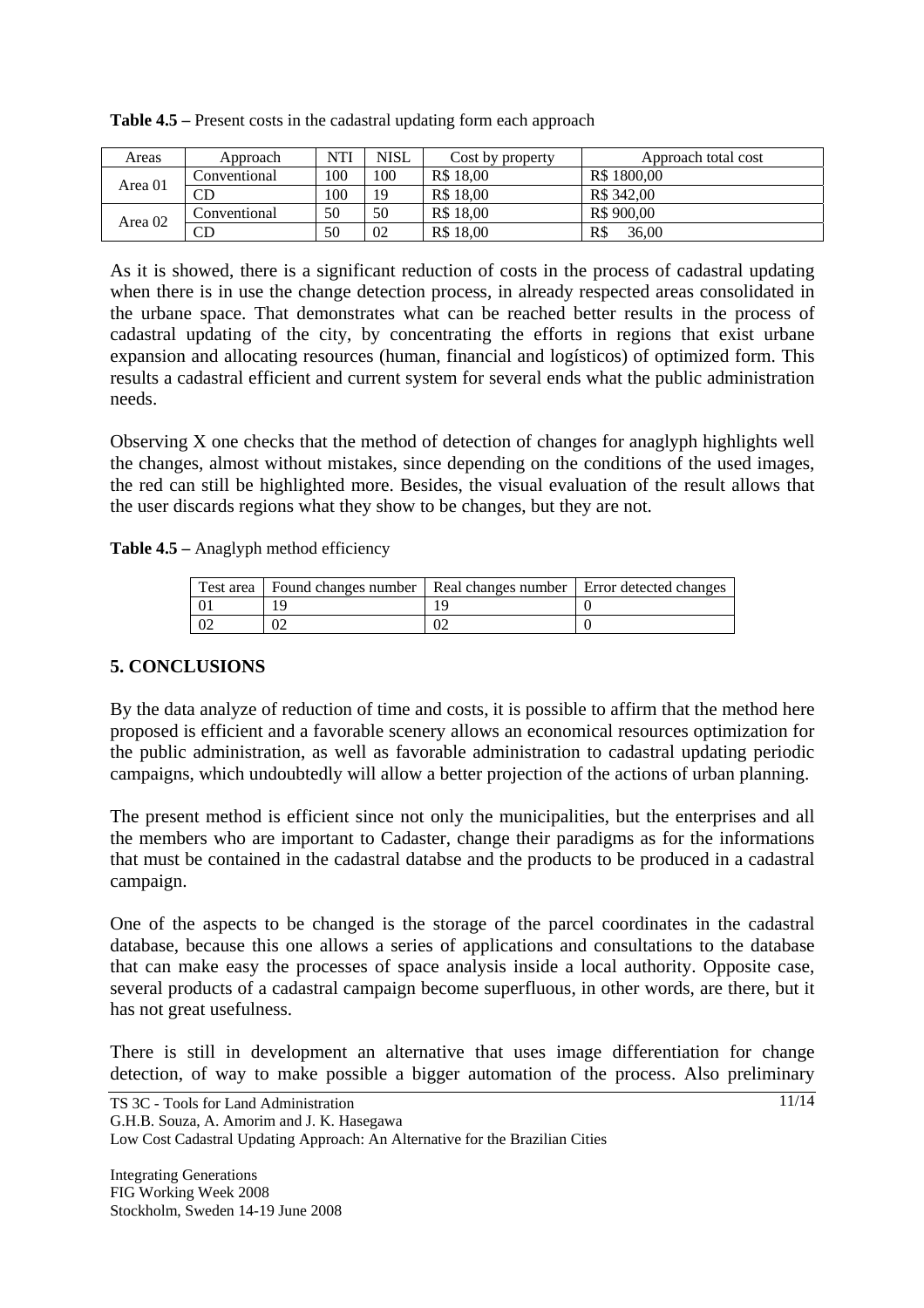**Table 4.5 –** Present costs in the cadastral updating form each approach

| Areas | Approach | NTI | NISL | Cost by property | Approach total cost |
|---|---|---|---|---|---|
| Area 01 | Conventional | 100 | 100 | R$ 18,00 | R$ 1800,00 |
| | CD | 100 | 19 | R$ 18,00 | R$ 342,00 |
| Area 02 | Conventional | 50 | 50 | R$ 18,00 | R$ 900,00 |
| | CD | 50 | 02 | R$ 18,00 | R$ 36,00 |

As it is showed, there is a significant reduction of costs in the process of cadastral updating when there is in use the change detection process, in already respected areas consolidated in the urbane space. That demonstrates what can be reached better results in the process of cadastral updating of the city, by concentrating the efforts in regions that exist urbane expansion and allocating resources (human, financial and logísticos) of optimized form. This results a cadastral efficient and current system for several ends what the public administration needs.

Observing X one checks that the method of detection of changes for anaglyph highlights well the changes, almost without mistakes, since depending on the conditions of the used images, the red can still be highlighted more. Besides, the visual evaluation of the result allows that the user discards regions what they show to be changes, but they are not.

**Table 4.5 –** Anaglyph method efficiency

| Test area | Found changes number | Real changes number | Error detected changes |
|---|---|---|---|
| 01 | 19 | 19 | 0 |
| 02 | 02 | 02 | 0 |

## 5. CONCLUSIONS

By the data analyze of reduction of time and costs, it is possible to affirm that the method here proposed is efficient and a favorable scenery allows an economical resources optimization for the public administration, as well as favorable administration to cadastral updating periodic campaigns, which undoubtedly will allow a better projection of the actions of urban planning.

The present method is efficient since not only the municipalities, but the enterprises and all the members who are important to Cadaster, change their paradigms as for the informations that must be contained in the cadastral databse and the products to be produced in a cadastral campaign.

One of the aspects to be changed is the storage of the parcel coordinates in the cadastral database, because this one allows a series of applications and consultations to the database that can make easy the processes of space analysis inside a local authority. Opposite case, several products of a cadastral campaign become superfluous, in other words, are there, but it has not great usefulness.

There is still in development an alternative that uses image differentiation for change detection, of way to make possible a bigger automation of the process. Also preliminary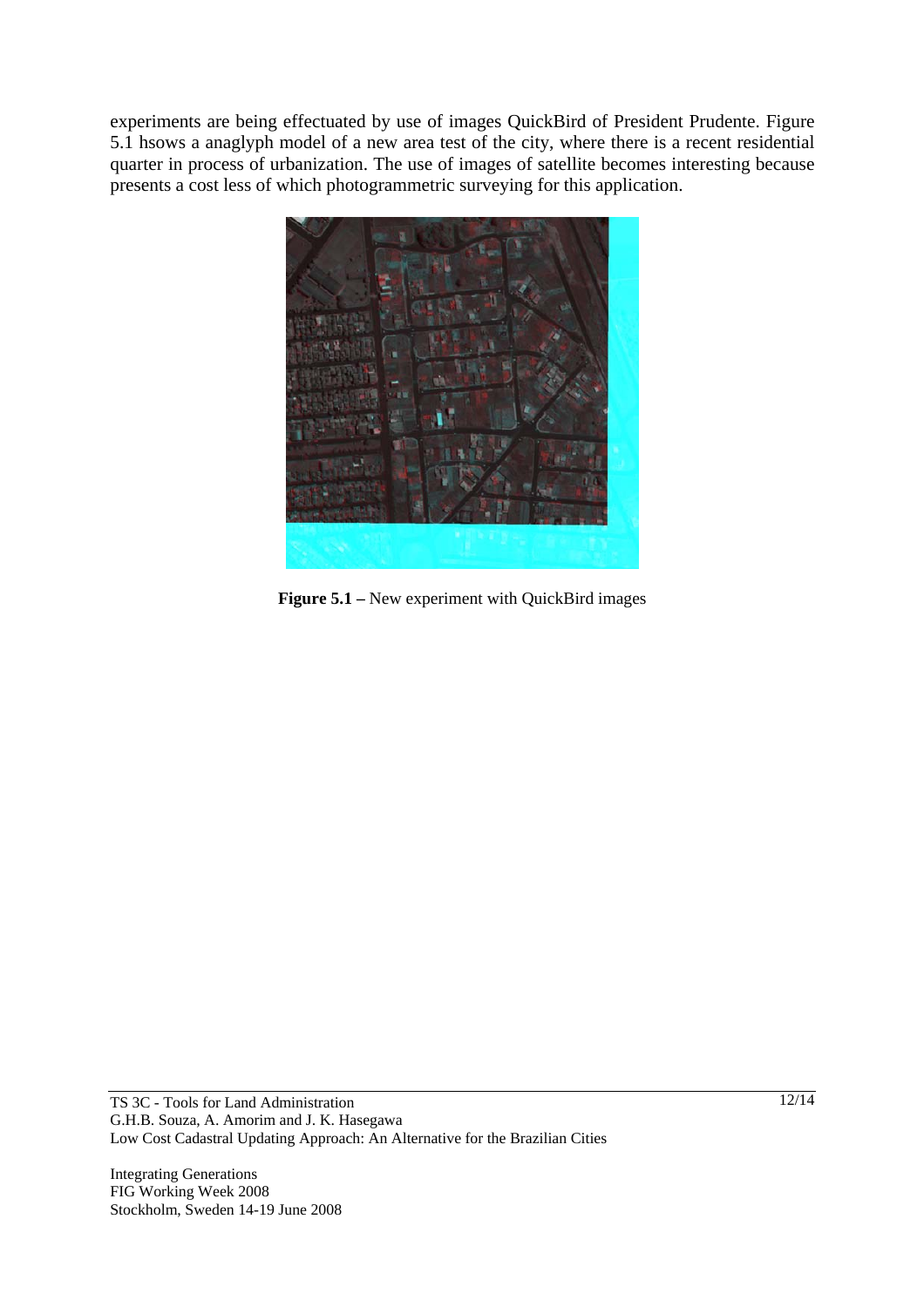experiments are being effectuated by use of images QuickBird of President Prudente. Figure 5.1 hsows a anaglyph model of a new area test of the city, where there is a recent residential quarter in process of urbanization. The use of images of satellite becomes interesting because presents a cost less of which photogrammetric surveying for this application.

**Figure 5.1 –** New experiment with QuickBird images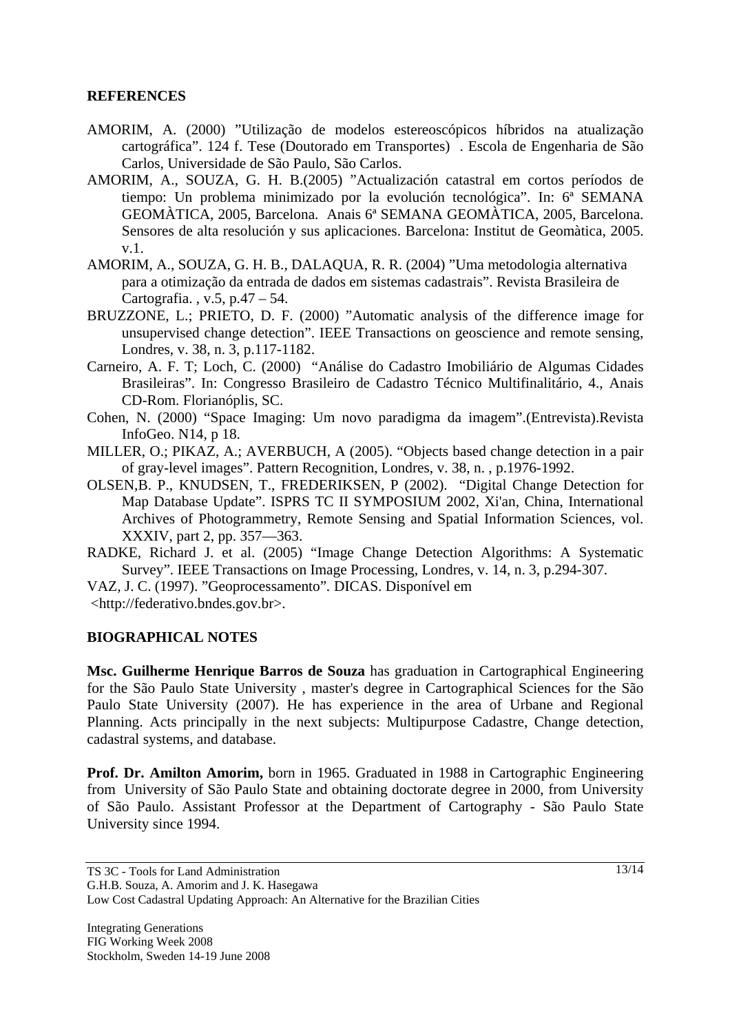## REFERENCES

AMORIM, A. (2000) "Utilização de modelos estereoscópicos híbridos na atualização cartográfica". 124 f. Tese (Doutorado em Transportes) . Escola de Engenharia de São Carlos, Universidade de São Paulo, São Carlos.

AMORIM, A., SOUZA, G. H. B.(2005) "Actualización catastral em cortos períodos de tiempo: Un problema minimizado por la evolución tecnológica". In: 6ª SEMANA GEOMÀTICA, 2005, Barcelona. Anais 6ª SEMANA GEOMÀTICA, 2005, Barcelona. Sensores de alta resolución y sus aplicaciones. Barcelona: Institut de Geomàtica, 2005. v.1.

AMORIM, A., SOUZA, G. H. B., DALAQUA, R. R. (2004) "Uma metodologia alternativa para a otimização da entrada de dados em sistemas cadastrais". Revista Brasileira de Cartografia. , v.5, p.47 – 54.

BRUZZONE, L.; PRIETO, D. F. (2000) "Automatic analysis of the difference image for unsupervised change detection". IEEE Transactions on geoscience and remote sensing, Londres, v. 38, n. 3, p.117-1182.

Carneiro, A. F. T; Loch, C. (2000) "Análise do Cadastro Imobiliário de Algumas Cidades Brasileiras". In: Congresso Brasileiro de Cadastro Técnico Multifinalitário, 4., Anais CD-Rom. Florianóplis, SC.

Cohen, N. (2000) "Space Imaging: Um novo paradigma da imagem".(Entrevista).Revista InfoGeo. N14, p 18.

MILLER, O.; PIKAZ, A.; AVERBUCH, A (2005). "Objects based change detection in a pair of gray-level images". Pattern Recognition, Londres, v. 38, n. , p.1976-1992.

OLSEN,B. P., KNUDSEN, T., FREDERIKSEN, P (2002). "Digital Change Detection for Map Database Update". ISPRS TC II SYMPOSIUM 2002, Xi'an, China, International Archives of Photogrammetry, Remote Sensing and Spatial Information Sciences, vol. XXXIV, part 2, pp. 357—363.

RADKE, Richard J. et al. (2005) "Image Change Detection Algorithms: A Systematic Survey". IEEE Transactions on Image Processing, Londres, v. 14, n. 3, p.294-307.

VAZ, J. C. (1997). "Geoprocessamento". DICAS. Disponível em <http://federativo.bndes.gov.br>.

## BIOGRAPHICAL NOTES

**Msc. Guilherme Henrique Barros de Souza** has graduation in Cartographical Engineering for the São Paulo State University , master's degree in Cartographical Sciences for the São Paulo State University (2007). He has experience in the area of Urbane and Regional Planning. Acts principally in the next subjects: Multipurpose Cadastre, Change detection, cadastral systems, and database.

**Prof. Dr. Amilton Amorim,** born in 1965. Graduated in 1988 in Cartographic Engineering from University of São Paulo State and obtaining doctorate degree in 2000, from University of São Paulo. Assistant Professor at the Department of Cartography - São Paulo State University since 1994.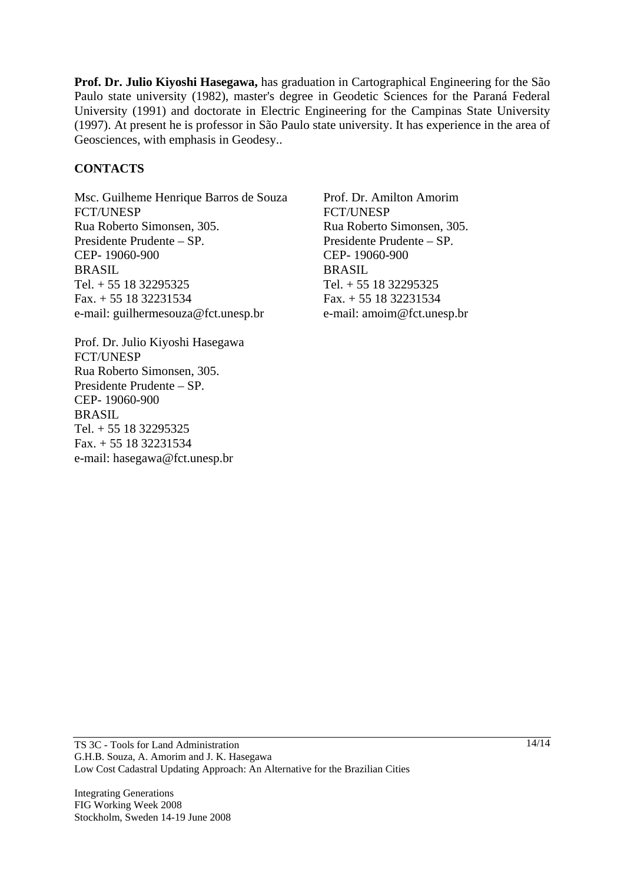**Prof. Dr. Julio Kiyoshi Hasegawa,** has graduation in Cartographical Engineering for the São Paulo state university (1982), master's degree in Geodetic Sciences for the Paraná Federal University (1991) and doctorate in Electric Engineering for the Campinas State University (1997). At present he is professor in São Paulo state university. It has experience in the area of Geosciences, with emphasis in Geodesy..

## CONTACTS

Msc. Guilheme Henrique Barros de Souza
FCT/UNESP
Rua Roberto Simonsen, 305.
Presidente Prudente – SP.
CEP- 19060-900
BRASIL
Tel. + 55 18 32295325
Fax. + 55 18 32231534
e-mail: guilhermesouza@fct.unesp.br

Prof. Dr. Amilton Amorim
FCT/UNESP
Rua Roberto Simonsen, 305.
Presidente Prudente – SP.
CEP- 19060-900
BRASIL
Tel. + 55 18 32295325
Fax. + 55 18 32231534
e-mail: amoim@fct.unesp.br

Prof. Dr. Julio Kiyoshi Hasegawa
FCT/UNESP
Rua Roberto Simonsen, 305.
Presidente Prudente – SP.
CEP- 19060-900
BRASIL
Tel. + 55 18 32295325
Fax. + 55 18 32231534
e-mail: hasegawa@fct.unesp.br